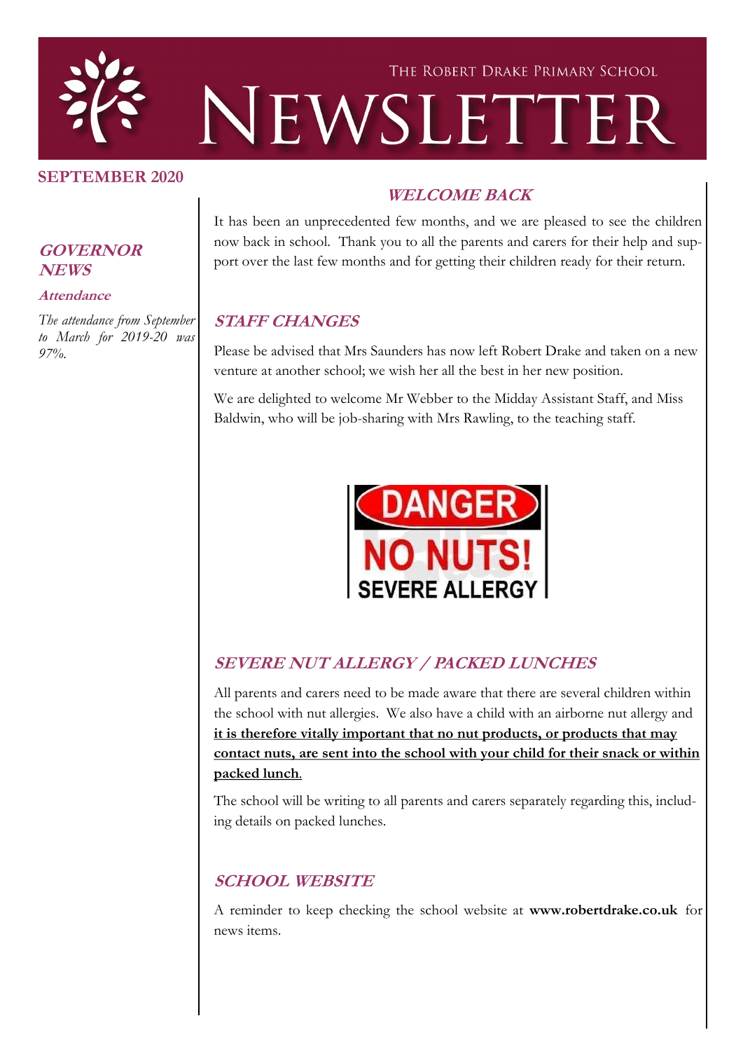THE ROBERT DRAKE PRIMARY SCHOOL

# NEWSLETTER

**SEPTEMBER 2020**

## *WELCOME BACK*

It has been an unprecedented few months, and we are pleased to see the children now back in school. Thank you to all the parents and carers for their help and support over the last few months and for getting their children ready for their return.

## *STAFF CHANGES*

Please be advised that Mrs Saunders has now left Robert Drake and taken on a new venture at another school; we wish her all the best in her new position.

We are delighted to welcome Mr Webber to the Midday Assistant Staff, and Miss Baldwin, who will be job-sharing with Mrs Rawling, to the teaching staff.

DANGER
NO NUTS!
SEVERE ALLERGY

## *SEVERE NUT ALLERGY / PACKED LUNCHES*

All parents and carers need to be made aware that there are several children within the school with nut allergies. We also have a child with an airborne nut allergy and **<u>it is therefore vitally important that no nut products, or products that may contact nuts, are sent into the school with your child for their snack or within packed lunch</u>**.

The school will be writing to all parents and carers separately regarding this, including details on packed lunches.

## *SCHOOL WEBSITE*

A reminder to keep checking the school website at **www.robertdrake.co.uk** for news items.

## *GOVERNOR NEWS*

### *Attendance*

*The attendance from September to March for 2019-20 was 97%.*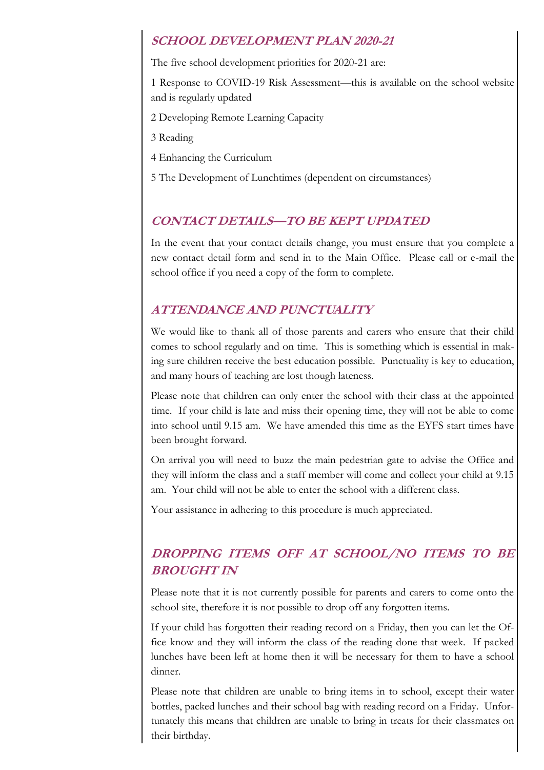## *SCHOOL DEVELOPMENT PLAN 2020-21*

The five school development priorities for 2020-21 are:

1 Response to COVID-19 Risk Assessment—this is available on the school website and is regularly updated

2 Developing Remote Learning Capacity

3 Reading

4 Enhancing the Curriculum

5 The Development of Lunchtimes (dependent on circumstances)

## *CONTACT DETAILS—TO BE KEPT UPDATED*

In the event that your contact details change, you must ensure that you complete a new contact detail form and send in to the Main Office. Please call or e-mail the school office if you need a copy of the form to complete.

## *ATTENDANCE AND PUNCTUALITY*

We would like to thank all of those parents and carers who ensure that their child comes to school regularly and on time. This is something which is essential in making sure children receive the best education possible. Punctuality is key to education, and many hours of teaching are lost though lateness.

Please note that children can only enter the school with their class at the appointed time. If your child is late and miss their opening time, they will not be able to come into school until 9.15 am. We have amended this time as the EYFS start times have been brought forward.

On arrival you will need to buzz the main pedestrian gate to advise the Office and they will inform the class and a staff member will come and collect your child at 9.15 am. Your child will not be able to enter the school with a different class.

Your assistance in adhering to this procedure is much appreciated.

## *DROPPING ITEMS OFF AT SCHOOL/NO ITEMS TO BE BROUGHT IN*

Please note that it is not currently possible for parents and carers to come onto the school site, therefore it is not possible to drop off any forgotten items.

If your child has forgotten their reading record on a Friday, then you can let the Office know and they will inform the class of the reading done that week. If packed lunches have been left at home then it will be necessary for them to have a school dinner.

Please note that children are unable to bring items in to school, except their water bottles, packed lunches and their school bag with reading record on a Friday. Unfortunately this means that children are unable to bring in treats for their classmates on their birthday.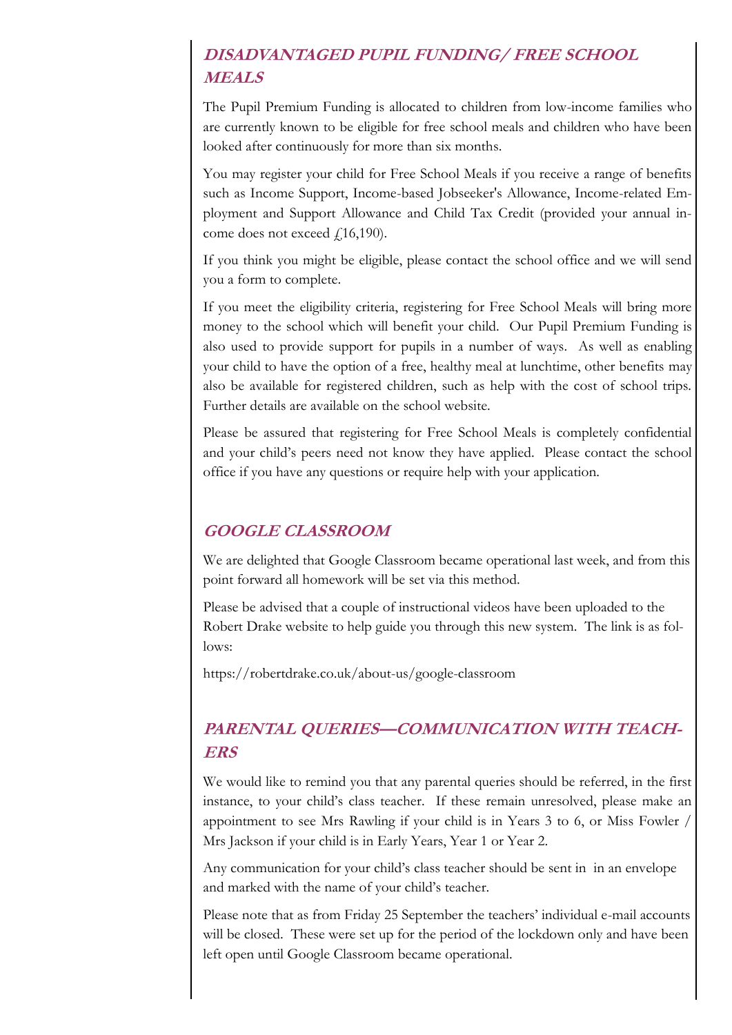## *DISADVANTAGED PUPIL FUNDING/ FREE SCHOOL MEALS*

The Pupil Premium Funding is allocated to children from low-income families who are currently known to be eligible for free school meals and children who have been looked after continuously for more than six months.

You may register your child for Free School Meals if you receive a range of benefits such as Income Support, Income-based Jobseeker's Allowance, Income-related Employment and Support Allowance and Child Tax Credit (provided your annual income does not exceed £16,190).

If you think you might be eligible, please contact the school office and we will send you a form to complete.

If you meet the eligibility criteria, registering for Free School Meals will bring more money to the school which will benefit your child. Our Pupil Premium Funding is also used to provide support for pupils in a number of ways. As well as enabling your child to have the option of a free, healthy meal at lunchtime, other benefits may also be available for registered children, such as help with the cost of school trips. Further details are available on the school website.

Please be assured that registering for Free School Meals is completely confidential and your child's peers need not know they have applied. Please contact the school office if you have any questions or require help with your application.

## *GOOGLE CLASSROOM*

We are delighted that Google Classroom became operational last week, and from this point forward all homework will be set via this method.

Please be advised that a couple of instructional videos have been uploaded to the Robert Drake website to help guide you through this new system. The link is as follows:

https://robertdrake.co.uk/about-us/google-classroom

## *PARENTAL QUERIES—COMMUNICATION WITH TEACHERS*

We would like to remind you that any parental queries should be referred, in the first instance, to your child's class teacher. If these remain unresolved, please make an appointment to see Mrs Rawling if your child is in Years 3 to 6, or Miss Fowler / Mrs Jackson if your child is in Early Years, Year 1 or Year 2.

Any communication for your child's class teacher should be sent in in an envelope and marked with the name of your child's teacher.

Please note that as from Friday 25 September the teachers' individual e-mail accounts will be closed. These were set up for the period of the lockdown only and have been left open until Google Classroom became operational.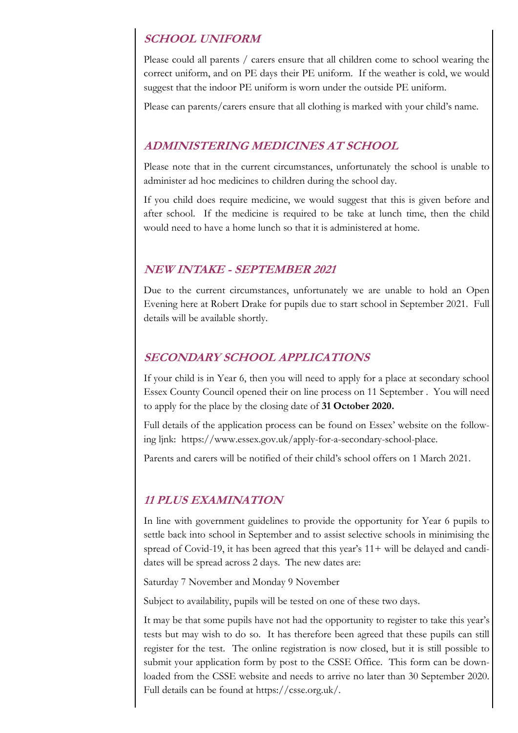## *SCHOOL UNIFORM*

Please could all parents / carers ensure that all children come to school wearing the correct uniform, and on PE days their PE uniform. If the weather is cold, we would suggest that the indoor PE uniform is worn under the outside PE uniform.

Please can parents/carers ensure that all clothing is marked with your child's name.

## *ADMINISTERING MEDICINES AT SCHOOL*

Please note that in the current circumstances, unfortunately the school is unable to administer ad hoc medicines to children during the school day.

If you child does require medicine, we would suggest that this is given before and after school. If the medicine is required to be take at lunch time, then the child would need to have a home lunch so that it is administered at home.

## *NEW INTAKE - SEPTEMBER 2021*

Due to the current circumstances, unfortunately we are unable to hold an Open Evening here at Robert Drake for pupils due to start school in September 2021. Full details will be available shortly.

## *SECONDARY SCHOOL APPLICATIONS*

If your child is in Year 6, then you will need to apply for a place at secondary school Essex County Council opened their on line process on 11 September . You will need to apply for the place by the closing date of **31 October 2020.**

Full details of the application process can be found on Essex' website on the following ljnk: https://www.essex.gov.uk/apply-for-a-secondary-school-place.

Parents and carers will be notified of their child's school offers on 1 March 2021.

## *11 PLUS EXAMINATION*

In line with government guidelines to provide the opportunity for Year 6 pupils to settle back into school in September and to assist selective schools in minimising the spread of Covid-19, it has been agreed that this year's 11+ will be delayed and candidates will be spread across 2 days. The new dates are:

Saturday 7 November and Monday 9 November

Subject to availability, pupils will be tested on one of these two days.

It may be that some pupils have not had the opportunity to register to take this year's tests but may wish to do so. It has therefore been agreed that these pupils can still register for the test. The online registration is now closed, but it is still possible to submit your application form by post to the CSSE Office. This form can be downloaded from the CSSE website and needs to arrive no later than 30 September 2020. Full details can be found at https://csse.org.uk/.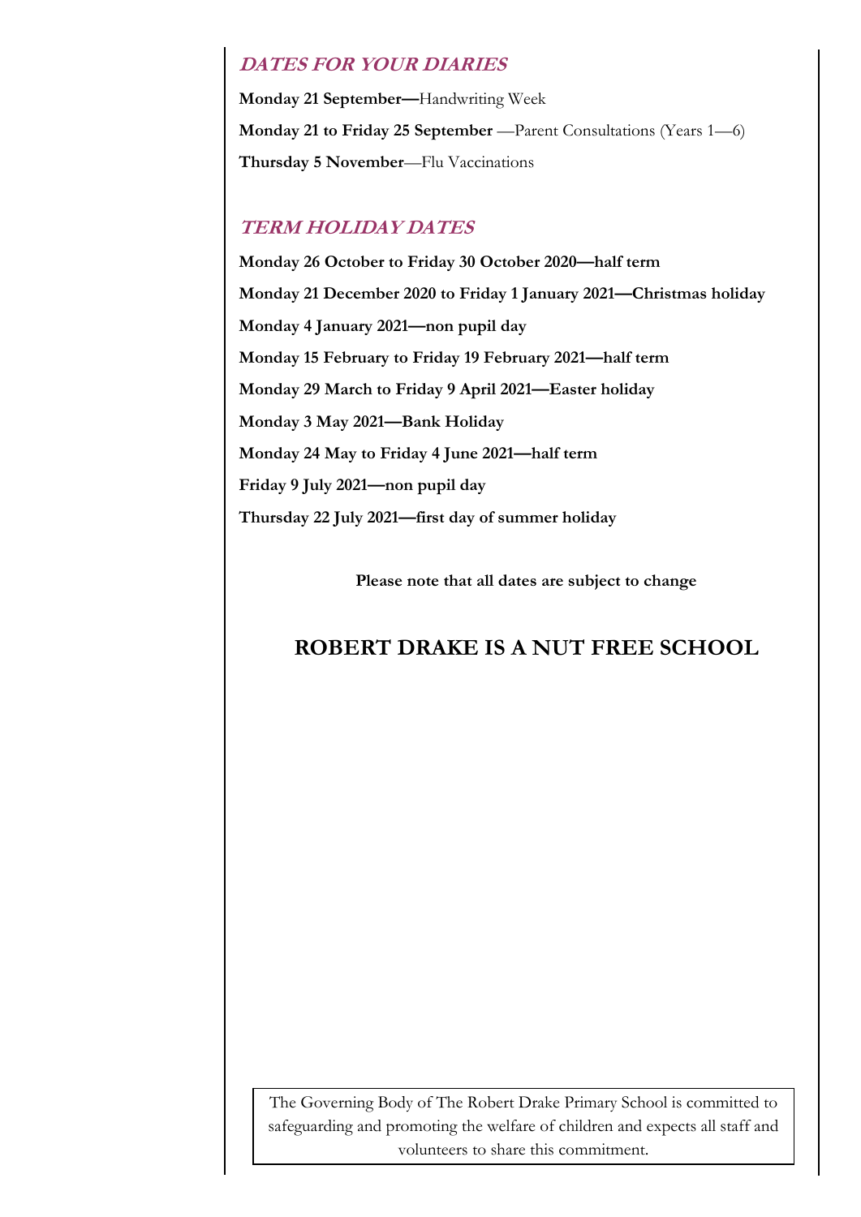## *DATES FOR YOUR DIARIES*

**Monday 21 September—**Handwriting Week

**Monday 21 to Friday 25 September** —Parent Consultations (Years 1—6)

**Thursday 5 November**—Flu Vaccinations

## *TERM HOLIDAY DATES*

**Monday 26 October to Friday 30 October 2020—half term**

**Monday 21 December 2020 to Friday 1 January 2021—Christmas holiday**

**Monday 4 January 2021—non pupil day**

**Monday 15 February to Friday 19 February 2021—half term**

**Monday 29 March to Friday 9 April 2021—Easter holiday**

**Monday 3 May 2021—Bank Holiday**

**Monday 24 May to Friday 4 June 2021—half term**

**Friday 9 July 2021—non pupil day**

**Thursday 22 July 2021—first day of summer holiday**

**Please note that all dates are subject to change**

## ROBERT DRAKE IS A NUT FREE SCHOOL

The Governing Body of The Robert Drake Primary School is committed to safeguarding and promoting the welfare of children and expects all staff and volunteers to share this commitment.